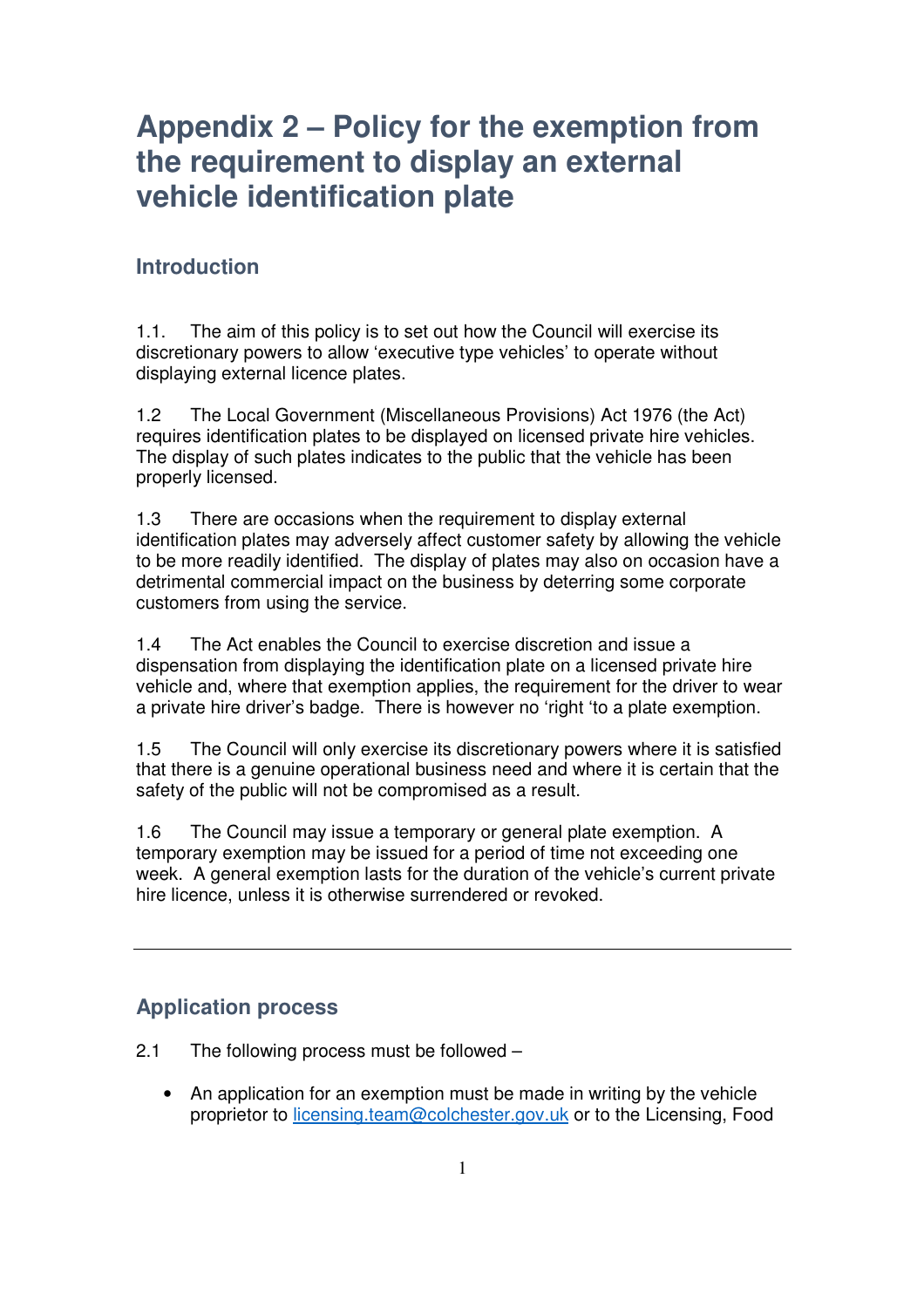# Appendix 2 – Policy for the exemption from the requirement to display an external vehicle identification plate

## Introduction

1.1. The aim of this policy is to set out how the Council will exercise its discretionary powers to allow 'executive type vehicles' to operate without displaying external licence plates.

1.2 The Local Government (Miscellaneous Provisions) Act 1976 (the Act) requires identification plates to be displayed on licensed private hire vehicles. The display of such plates indicates to the public that the vehicle has been properly licensed.

1.3 There are occasions when the requirement to display external identification plates may adversely affect customer safety by allowing the vehicle to be more readily identified. The display of plates may also on occasion have a detrimental commercial impact on the business by deterring some corporate customers from using the service.

1.4 The Act enables the Council to exercise discretion and issue a dispensation from displaying the identification plate on a licensed private hire vehicle and, where that exemption applies, the requirement for the driver to wear a private hire driver's badge. There is however no 'right 'to a plate exemption.

1.5 The Council will only exercise its discretionary powers where it is satisfied that there is a genuine operational business need and where it is certain that the safety of the public will not be compromised as a result.

1.6 The Council may issue a temporary or general plate exemption. A temporary exemption may be issued for a period of time not exceeding one week. A general exemption lasts for the duration of the vehicle's current private hire licence, unless it is otherwise surrendered or revoked.

---

## Application process

2.1 The following process must be followed –

- An application for an exemption must be made in writing by the vehicle proprietor to licensing.team@colchester.gov.uk or to the Licensing, Food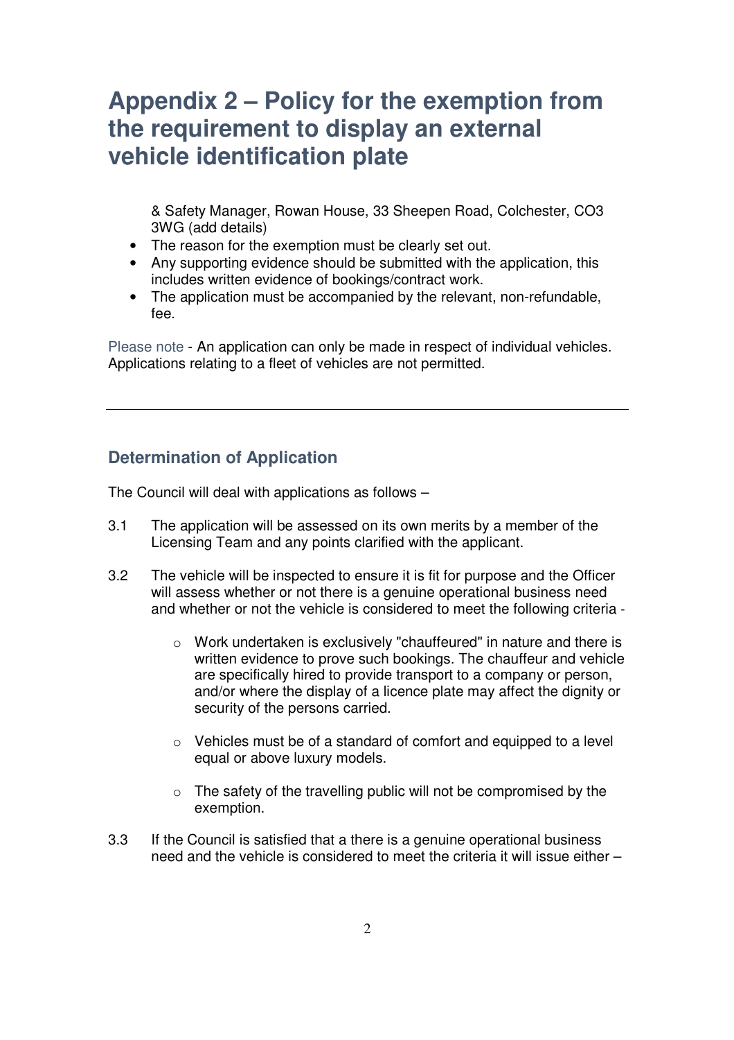# Appendix 2 – Policy for the exemption from the requirement to display an external vehicle identification plate

& Safety Manager, Rowan House, 33 Sheepen Road, Colchester, CO3 3WG (add details)

- The reason for the exemption must be clearly set out.
- Any supporting evidence should be submitted with the application, this includes written evidence of bookings/contract work.
- The application must be accompanied by the relevant, non-refundable, fee.

Please note - An application can only be made in respect of individual vehicles. Applications relating to a fleet of vehicles are not permitted.

---

## Determination of Application

The Council will deal with applications as follows –

3.1 The application will be assessed on its own merits by a member of the Licensing Team and any points clarified with the applicant.

3.2 The vehicle will be inspected to ensure it is fit for purpose and the Officer will assess whether or not there is a genuine operational business need and whether or not the vehicle is considered to meet the following criteria -

- Work undertaken is exclusively "chauffeured" in nature and there is written evidence to prove such bookings. The chauffeur and vehicle are specifically hired to provide transport to a company or person, and/or where the display of a licence plate may affect the dignity or security of the persons carried.
- Vehicles must be of a standard of comfort and equipped to a level equal or above luxury models.
- The safety of the travelling public will not be compromised by the exemption.

3.3 If the Council is satisfied that a there is a genuine operational business need and the vehicle is considered to meet the criteria it will issue either –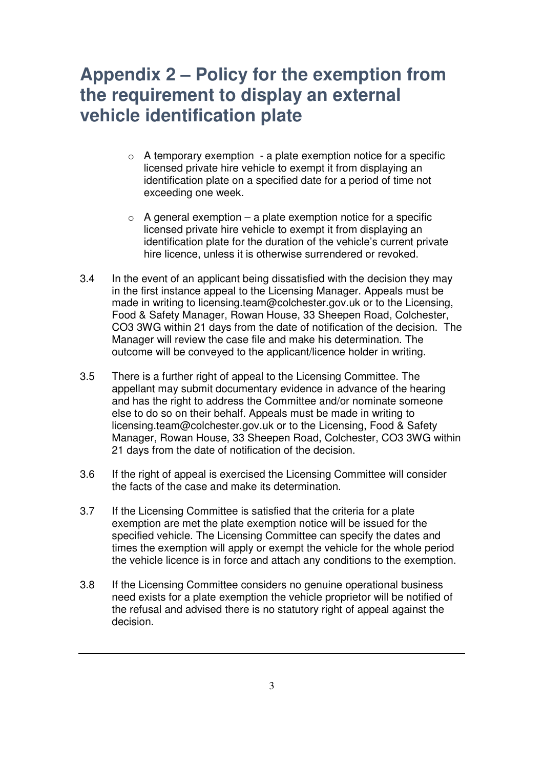# Appendix 2 – Policy for the exemption from the requirement to display an external vehicle identification plate

- A temporary exemption - a plate exemption notice for a specific licensed private hire vehicle to exempt it from displaying an identification plate on a specified date for a period of time not exceeding one week.

- A general exemption – a plate exemption notice for a specific licensed private hire vehicle to exempt it from displaying an identification plate for the duration of the vehicle's current private hire licence, unless it is otherwise surrendered or revoked.

3.4 In the event of an applicant being dissatisfied with the decision they may in the first instance appeal to the Licensing Manager. Appeals must be made in writing to licensing.team@colchester.gov.uk or to the Licensing, Food & Safety Manager, Rowan House, 33 Sheepen Road, Colchester, CO3 3WG within 21 days from the date of notification of the decision. The Manager will review the case file and make his determination. The outcome will be conveyed to the applicant/licence holder in writing.

3.5 There is a further right of appeal to the Licensing Committee. The appellant may submit documentary evidence in advance of the hearing and has the right to address the Committee and/or nominate someone else to do so on their behalf. Appeals must be made in writing to licensing.team@colchester.gov.uk or to the Licensing, Food & Safety Manager, Rowan House, 33 Sheepen Road, Colchester, CO3 3WG within 21 days from the date of notification of the decision.

3.6 If the right of appeal is exercised the Licensing Committee will consider the facts of the case and make its determination.

3.7 If the Licensing Committee is satisfied that the criteria for a plate exemption are met the plate exemption notice will be issued for the specified vehicle. The Licensing Committee can specify the dates and times the exemption will apply or exempt the vehicle for the whole period the vehicle licence is in force and attach any conditions to the exemption.

3.8 If the Licensing Committee considers no genuine operational business need exists for a plate exemption the vehicle proprietor will be notified of the refusal and advised there is no statutory right of appeal against the decision.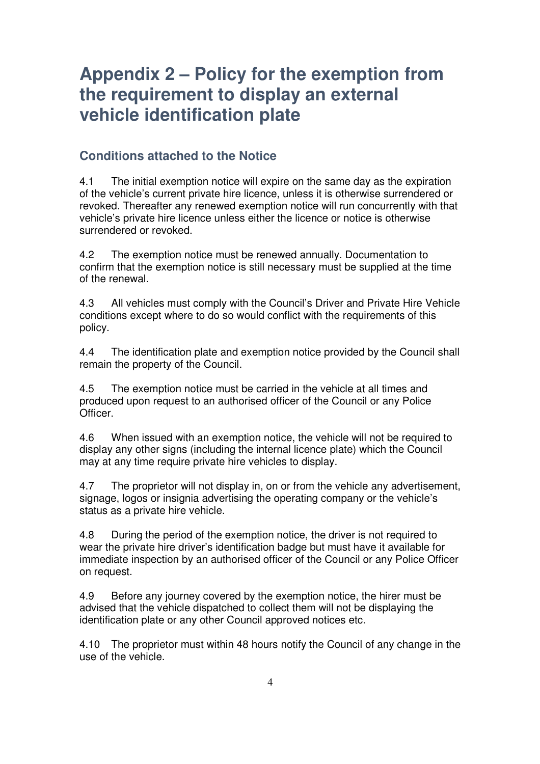# Appendix 2 – Policy for the exemption from the requirement to display an external vehicle identification plate

## Conditions attached to the Notice

4.1 The initial exemption notice will expire on the same day as the expiration of the vehicle's current private hire licence, unless it is otherwise surrendered or revoked. Thereafter any renewed exemption notice will run concurrently with that vehicle's private hire licence unless either the licence or notice is otherwise surrendered or revoked.

4.2 The exemption notice must be renewed annually. Documentation to confirm that the exemption notice is still necessary must be supplied at the time of the renewal.

4.3 All vehicles must comply with the Council's Driver and Private Hire Vehicle conditions except where to do so would conflict with the requirements of this policy.

4.4 The identification plate and exemption notice provided by the Council shall remain the property of the Council.

4.5 The exemption notice must be carried in the vehicle at all times and produced upon request to an authorised officer of the Council or any Police Officer.

4.6 When issued with an exemption notice, the vehicle will not be required to display any other signs (including the internal licence plate) which the Council may at any time require private hire vehicles to display.

4.7 The proprietor will not display in, on or from the vehicle any advertisement, signage, logos or insignia advertising the operating company or the vehicle's status as a private hire vehicle.

4.8 During the period of the exemption notice, the driver is not required to wear the private hire driver's identification badge but must have it available for immediate inspection by an authorised officer of the Council or any Police Officer on request.

4.9 Before any journey covered by the exemption notice, the hirer must be advised that the vehicle dispatched to collect them will not be displaying the identification plate or any other Council approved notices etc.

4.10 The proprietor must within 48 hours notify the Council of any change in the use of the vehicle.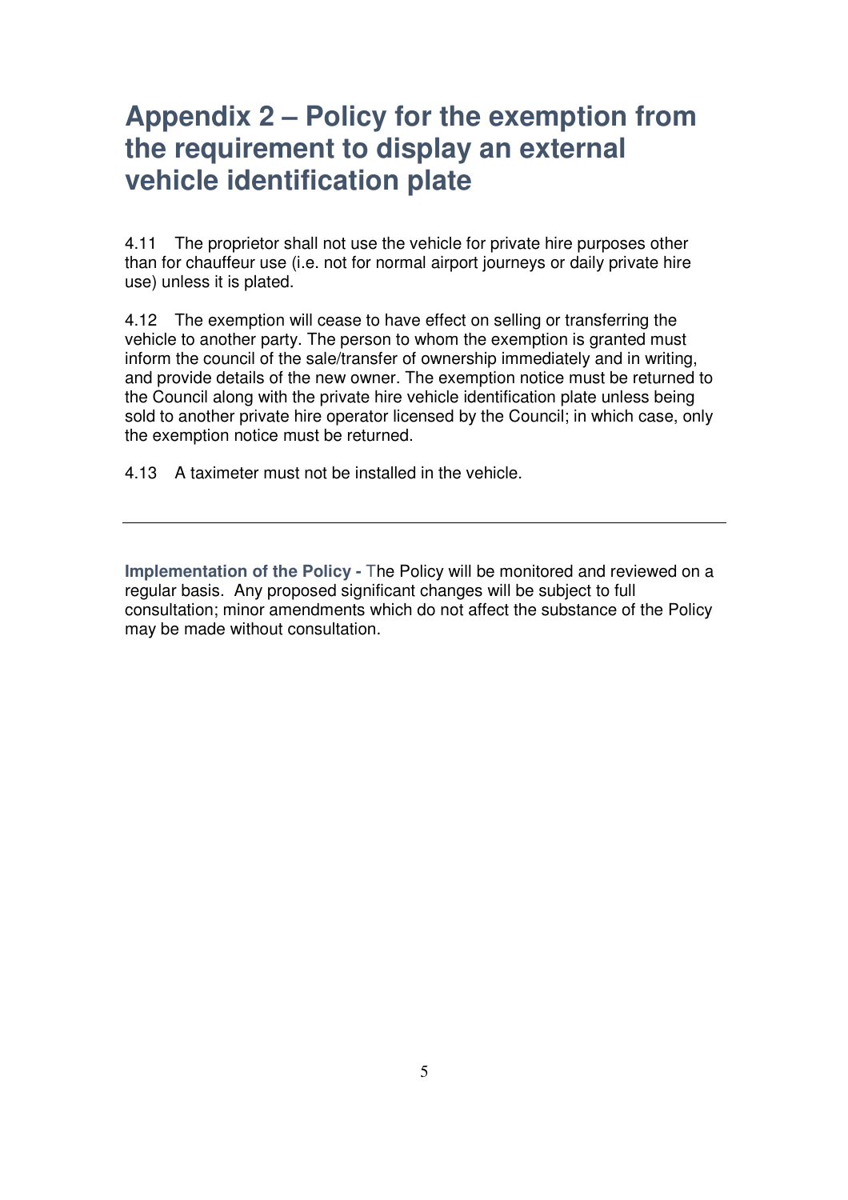# Appendix 2 – Policy for the exemption from the requirement to display an external vehicle identification plate

4.11 The proprietor shall not use the vehicle for private hire purposes other than for chauffeur use (i.e. not for normal airport journeys or daily private hire use) unless it is plated.

4.12 The exemption will cease to have effect on selling or transferring the vehicle to another party. The person to whom the exemption is granted must inform the council of the sale/transfer of ownership immediately and in writing, and provide details of the new owner. The exemption notice must be returned to the Council along with the private hire vehicle identification plate unless being sold to another private hire operator licensed by the Council; in which case, only the exemption notice must be returned.

4.13 A taximeter must not be installed in the vehicle.

---

**Implementation of the Policy -** The Policy will be monitored and reviewed on a regular basis. Any proposed significant changes will be subject to full consultation; minor amendments which do not affect the substance of the Policy may be made without consultation.